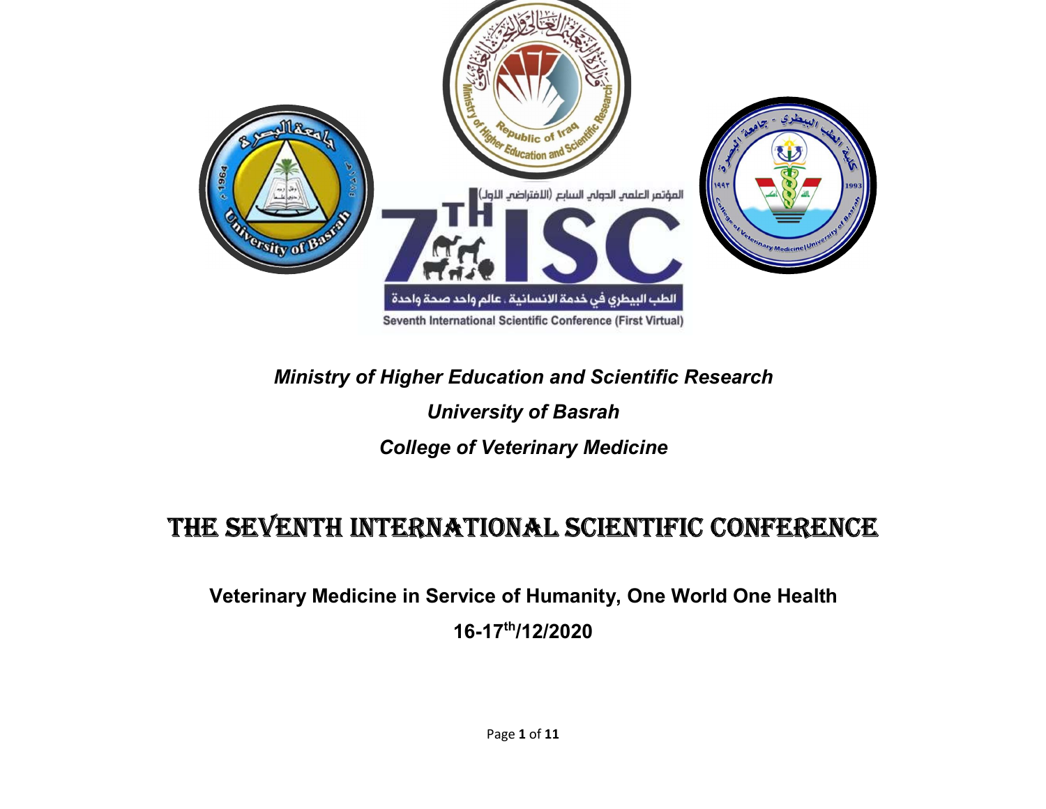*Ministry of Higher Education and Scientific Research*

*University of Basrah*

*College of Veterinary Medicine*

# THE SEVENTH INTERNATIONAL SCIENTIFIC CONFERENCE

## Veterinary Medicine in Service of Humanity, One World One Health

## 16-17th/12/2020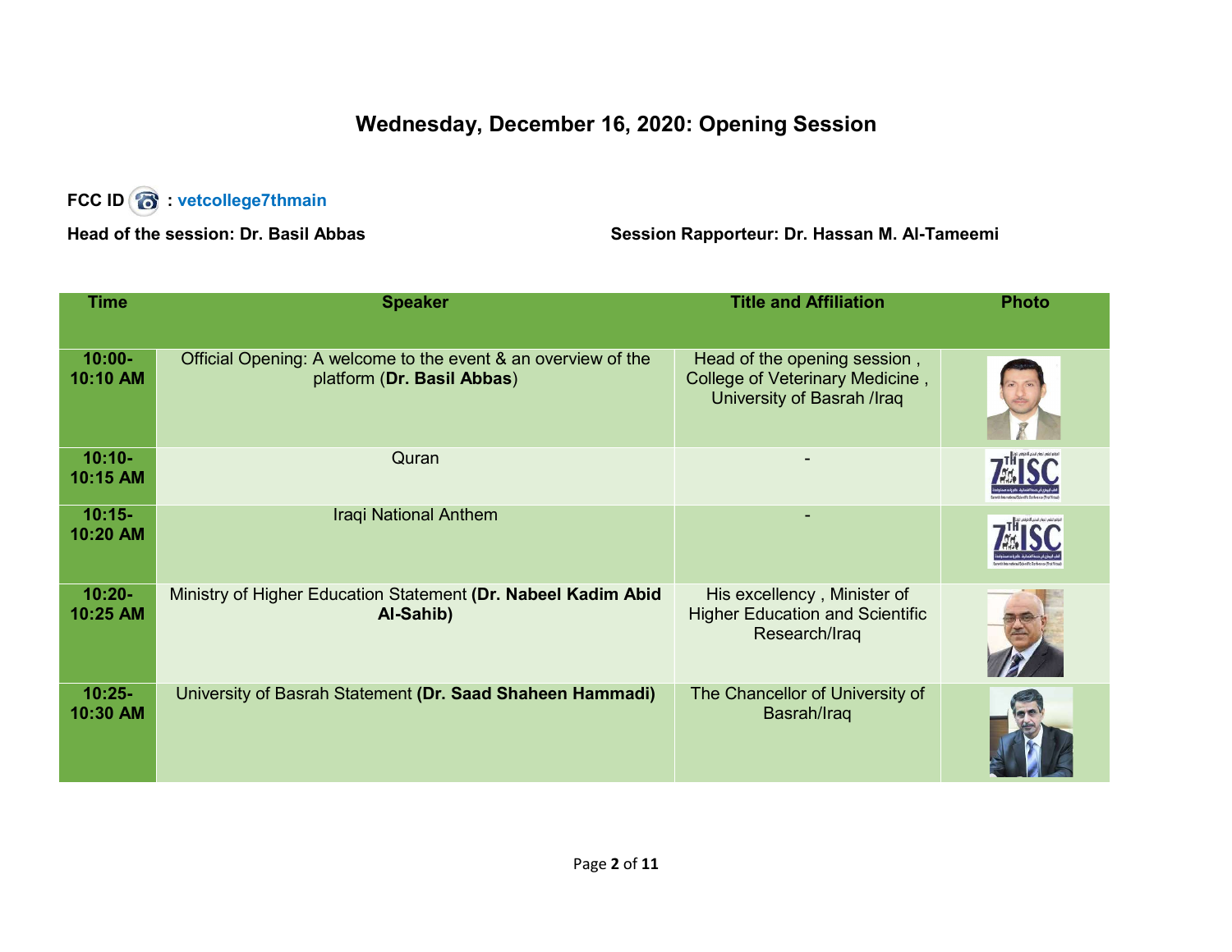## Wednesday, December 16, 2020: Opening Session

**FCC ID : vetcollege7thmain**

**Head of the session: Dr. Basil Abbas**

**Session Rapporteur: Dr. Hassan M. Al-Tameemi**

| Time | Speaker | Title and Affiliation | Photo |
|---|---|---|---|
| **10:00-10:10 AM** | Official Opening: A welcome to the event & an overview of the platform (**Dr. Basil Abbas**) | Head of the opening session , College of Veterinary Medicine , University of Basrah /Iraq | |
| **10:10-10:15 AM** | Quran | - | |
| **10:15-10:20 AM** | Iraqi National Anthem | - | |
| **10:20-10:25 AM** | Ministry of Higher Education Statement **(Dr. Nabeel Kadim Abid Al-Sahib)** | His excellency , Minister of Higher Education and Scientific Research/Iraq | |
| **10:25-10:30 AM** | University of Basrah Statement **(Dr. Saad Shaheen Hammadi)** | The Chancellor of University of Basrah/Iraq | |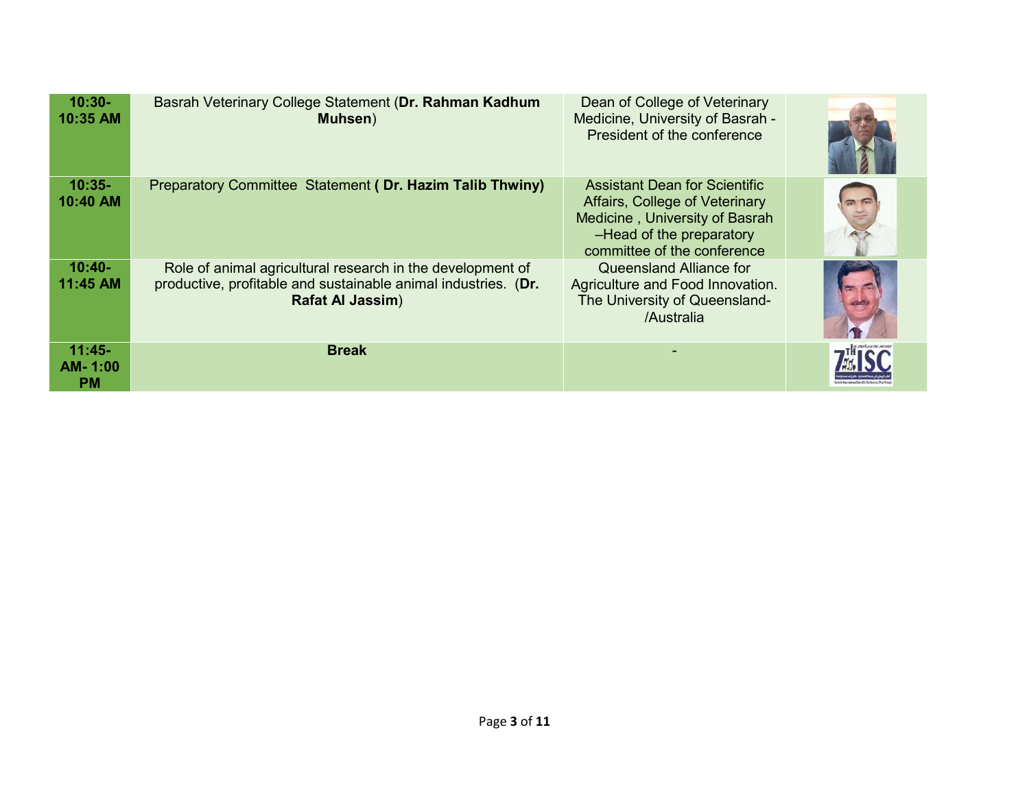| | | | |
|---|---|---|---|
| **10:30- 10:35 AM** | Basrah Veterinary College Statement (**Dr. Rahman Kadhum Muhsen**) | Dean of College of Veterinary Medicine, University of Basrah - President of the conference | |
| **10:35- 10:40 AM** | Preparatory Committee Statement **( Dr. Hazim Talib Thwiny)** | Assistant Dean for Scientific Affairs, College of Veterinary Medicine , University of Basrah –Head of the preparatory committee of the conference | |
| **10:40- 11:45 AM** | Role of animal agricultural research in the development of productive, profitable and sustainable animal industries. (**Dr. Rafat Al Jassim**) | Queensland Alliance for Agriculture and Food Innovation. The University of Queensland- /Australia | |
| **11:45- AM- 1:00 PM** | **Break** | - | |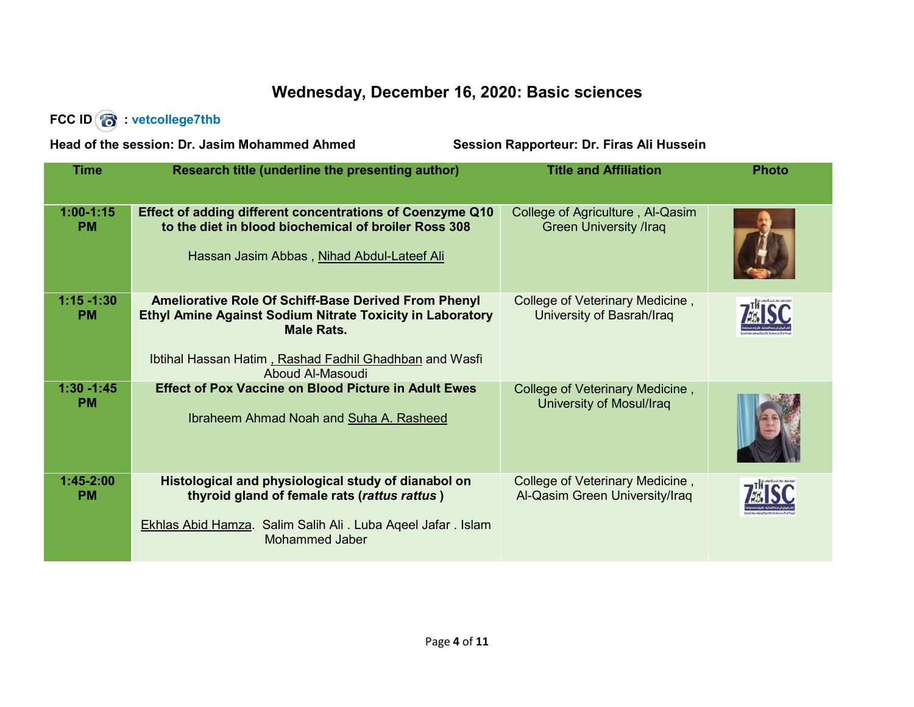# Wednesday, December 16, 2020: Basic sciences

**FCC ID : vetcollege7thb**

**Head of the session: Dr. Jasim Mohammed Ahmed** **Session Rapporteur: Dr. Firas Ali Hussein**

| Time | Research title (underline the presenting author) | Title and Affiliation | Photo |
|---|---|---|---|
| **1:00-1:15 PM** | **Effect of adding different concentrations of Coenzyme Q10 to the diet in blood biochemical of broiler Ross 308**<br><br>Hassan Jasim Abbas , <u>Nihad Abdul-Lateef Ali</u> | College of Agriculture , Al-Qasim Green University /Iraq | |
| **1:15 -1:30 PM** | **Ameliorative Role Of Schiff-Base Derived From Phenyl Ethyl Amine Against Sodium Nitrate Toxicity in Laboratory Male Rats.**<br><br>Ibtihal Hassan Hatim <u>, Rashad Fadhil Ghadhban</u> and Wasfi Aboud Al-Masoudi | College of Veterinary Medicine , University of Basrah/Iraq | |
| **1:30 -1:45 PM** | **Effect of Pox Vaccine on Blood Picture in Adult Ewes**<br><br>Ibraheem Ahmad Noah and <u>Suha A. Rasheed</u> | College of Veterinary Medicine , University of Mosul/Iraq | |
| **1:45-2:00 PM** | **Histological and physiological study of dianabol on thyroid gland of female rats (*rattus rattus* )**<br><br><u>Ekhlas Abid Hamza</u>. Salim Salih Ali . Luba Aqeel Jafar . Islam Mohammed Jaber | College of Veterinary Medicine , Al-Qasim Green University/Iraq | |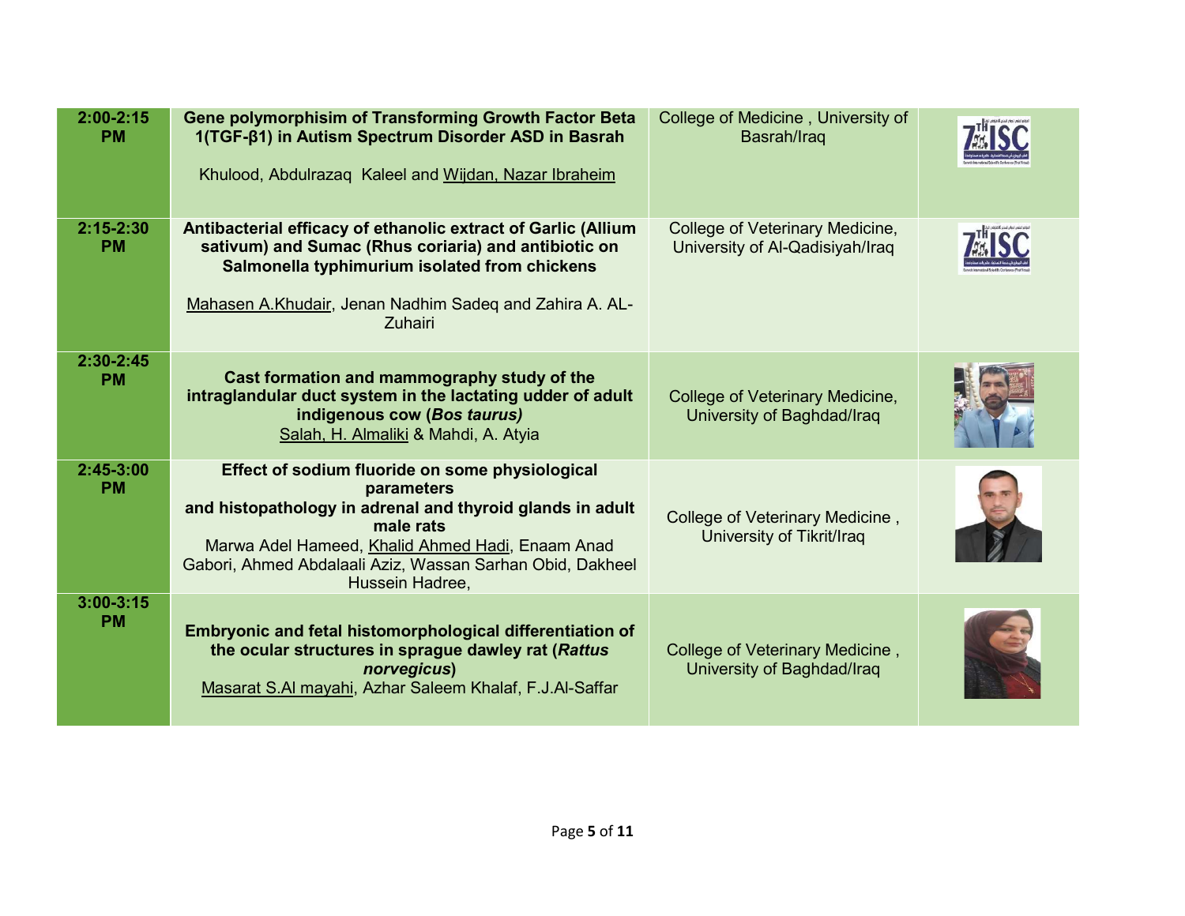| 2:00-2:15 PM | **Gene polymorphisim of Transforming Growth Factor Beta 1(TGF-β1) in Autism Spectrum Disorder ASD in Basrah** <br> Khulood, Abdulrazaq Kaleel and Wijdan, Nazar Ibraheim | College of Medicine , University of Basrah/Iraq | |
|---|---|---|---|
| 2:15-2:30 PM | **Antibacterial efficacy of ethanolic extract of Garlic (Allium sativum) and Sumac (Rhus coriaria) and antibiotic on Salmonella typhimurium isolated from chickens** <br> Mahasen A.Khudair, Jenan Nadhim Sadeq and Zahira A. AL-Zuhairi | College of Veterinary Medicine, University of Al-Qadisiyah/Iraq | |
| 2:30-2:45 PM | **Cast formation and mammography study of the intraglandular duct system in the lactating udder of adult indigenous cow (*Bos taurus)*** <br> Salah, H. Almaliki & Mahdi, A. Atyia | College of Veterinary Medicine, University of Baghdad/Iraq | |
| 2:45-3:00 PM | **Effect of sodium fluoride on some physiological parameters and histopathology in adrenal and thyroid glands in adult male rats** <br> Marwa Adel Hameed, Khalid Ahmed Hadi, Enaam Anad Gabori, Ahmed Abdalaali Aziz, Wassan Sarhan Obid, Dakheel Hussein Hadree, | College of Veterinary Medicine , University of Tikrit/Iraq | |
| 3:00-3:15 PM | **Embryonic and fetal histomorphological differentiation of the ocular structures in sprague dawley rat (*Rattus norvegicus*)** <br> Masarat S.Al mayahi, Azhar Saleem Khalaf, F.J.Al-Saffar | College of Veterinary Medicine , University of Baghdad/Iraq | |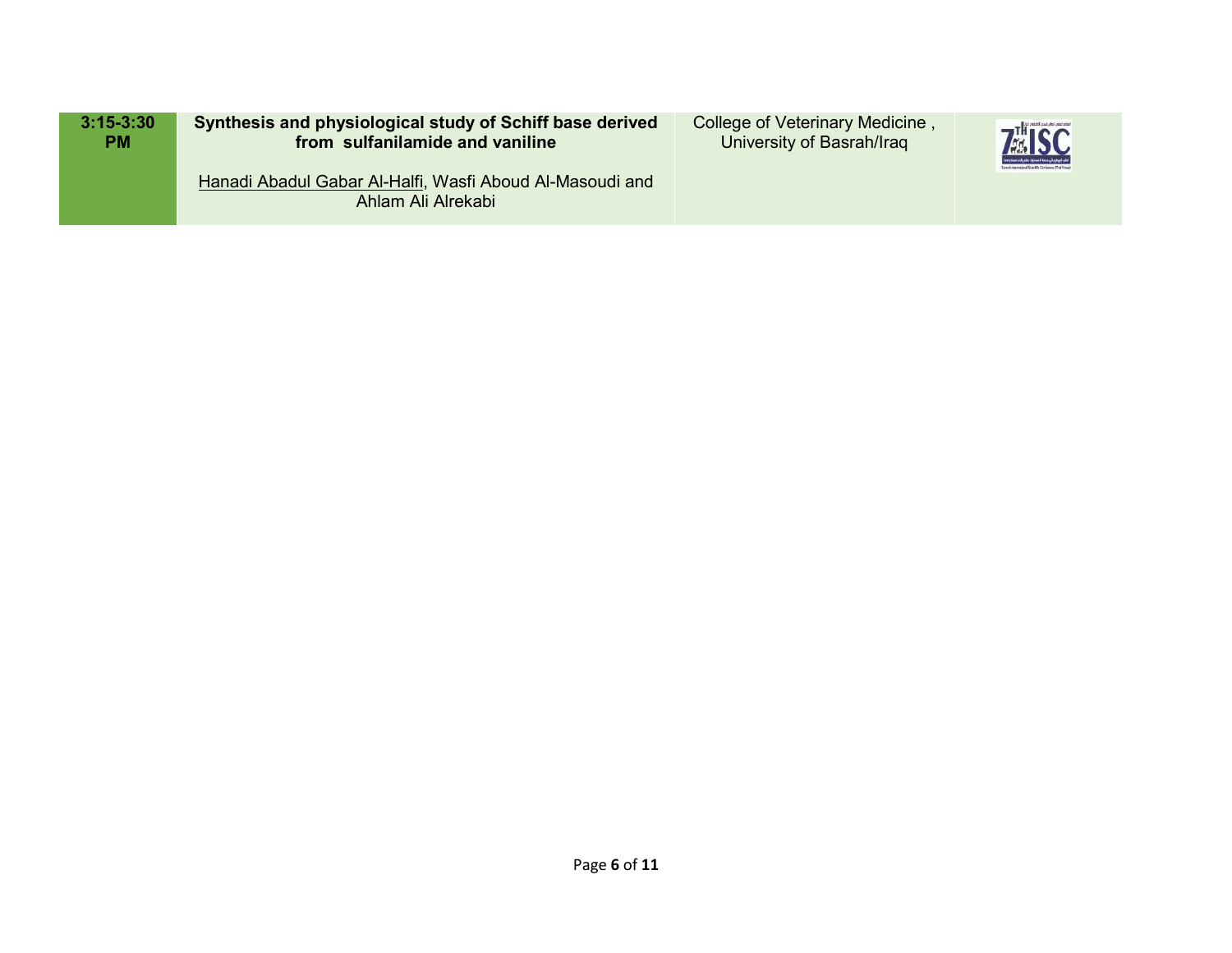| 3:15-3:30 PM | **Synthesis and physiological study of Schiff base derived from sulfanilamide and vaniline**<br><br>Hanadi Abadul Gabar Al-Halfi, Wasfi Aboud Al-Masoudi and Ahlam Ali Alrekabi | College of Veterinary Medicine , University of Basrah/Iraq | |
|---|---|---|---|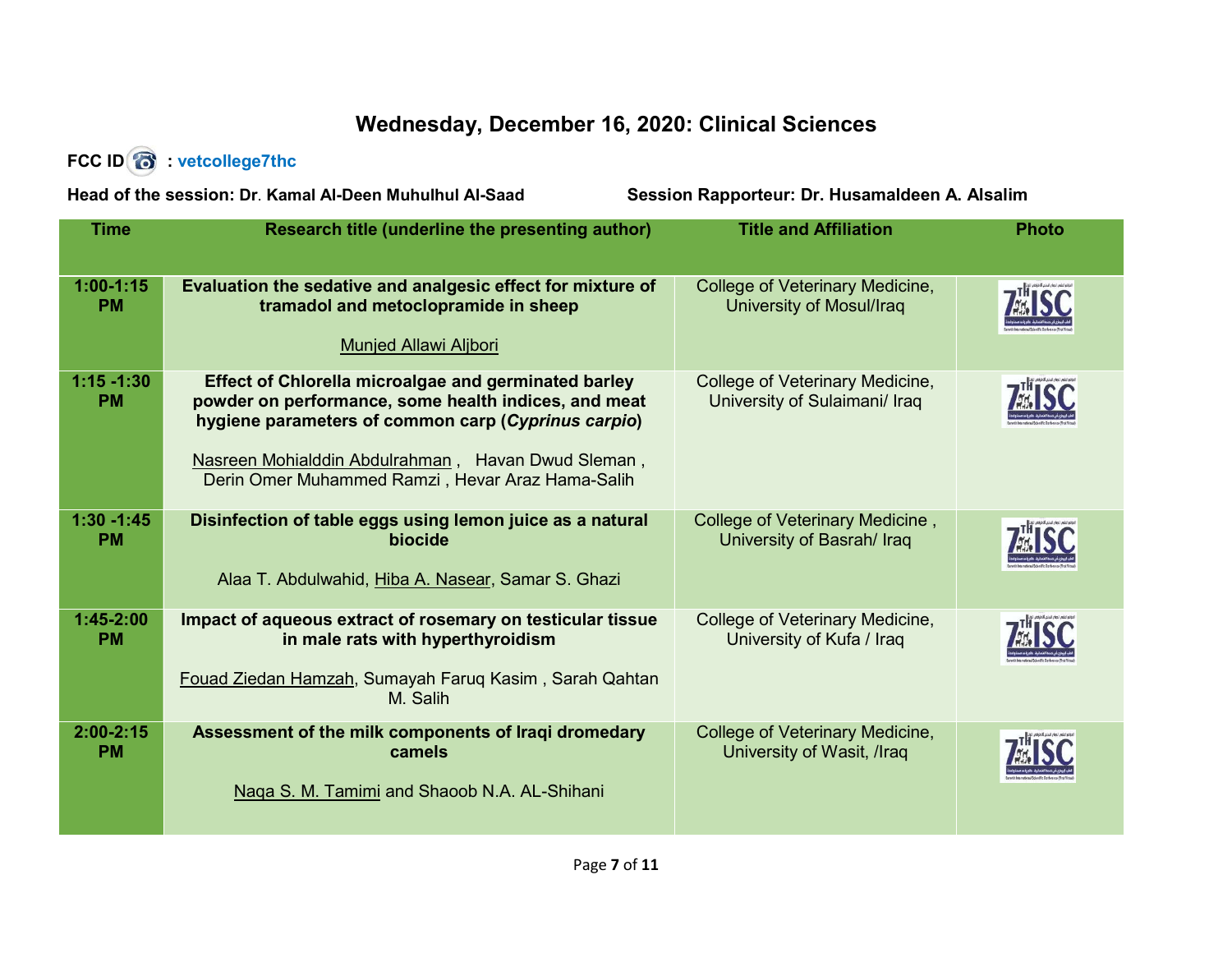## Wednesday, December 16, 2020: Clinical Sciences

**FCC ID : vetcollege7thc**

**Head of the session: Dr. Kamal Al-Deen Muhulhul Al-Saad** **Session Rapporteur: Dr. Husamaldeen A. Alsalim**

| Time | Research title (underline the presenting author) | Title and Affiliation | Photo |
|---|---|---|---|
| **1:00-1:15 PM** | **Evaluation the sedative and analgesic effect for mixture of tramadol and metoclopramide in sheep**<br><br><u>Munjed Allawi Aljbori</u> | College of Veterinary Medicine, University of Mosul/Iraq | 7TH ISC |
| **1:15 -1:30 PM** | **Effect of Chlorella microalgae and germinated barley powder on performance, some health indices, and meat hygiene parameters of common carp (*Cyprinus carpio*)**<br><br><u>Nasreen Mohialddin Abdulrahman</u> , Havan Dwud Sleman , Derin Omer Muhammed Ramzi , Hevar Araz Hama-Salih | College of Veterinary Medicine, University of Sulaimani/ Iraq | 7TH ISC |
| **1:30 -1:45 PM** | **Disinfection of table eggs using lemon juice as a natural biocide**<br><br>Alaa T. Abdulwahid, <u>Hiba A. Nasear</u>, Samar S. Ghazi | College of Veterinary Medicine , University of Basrah/ Iraq | 7TH ISC |
| **1:45-2:00 PM** | **Impact of aqueous extract of rosemary on testicular tissue in male rats with hyperthyroidism**<br><br><u>Fouad Ziedan Hamzah</u>, Sumayah Faruq Kasim , Sarah Qahtan M. Salih | College of Veterinary Medicine, University of Kufa / Iraq | 7TH ISC |
| **2:00-2:15 PM** | **Assessment of the milk components of Iraqi dromedary camels**<br><br><u>Naqa S. M. Tamimi</u> and Shaoob N.A. AL-Shihani | College of Veterinary Medicine, University of Wasit, /Iraq | 7TH ISC |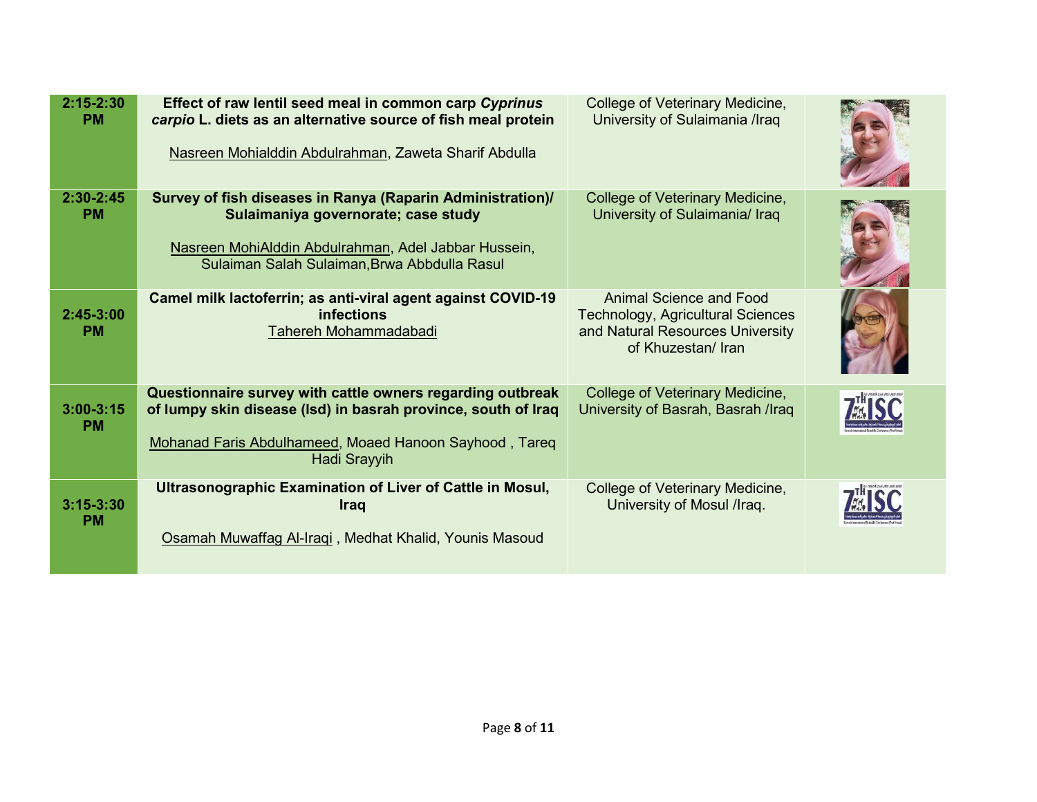| | | | |
|---|---|---|---|
| 2:15-2:30 PM | **Effect of raw lentil seed meal in common carp *Cyprinus carpio* L. diets as an alternative source of fish meal protein**<br><br><u>Nasreen Mohialddin Abdulrahman</u>, Zaweta Sharif Abdulla | College of Veterinary Medicine, University of Sulaimania /Iraq | |
| 2:30-2:45 PM | **Survey of fish diseases in Ranya (Raparin Administration)/ Sulaimaniya governorate; case study**<br><br><u>Nasreen MohiAlddin Abdulrahman</u>, Adel Jabbar Hussein, Sulaiman Salah Sulaiman,Brwa Abbdulla Rasul | College of Veterinary Medicine, University of Sulaimania/ Iraq | |
| 2:45-3:00 PM | **Camel milk lactoferrin; as anti-viral agent against COVID-19 infections**<br><u>Tahereh Mohammadabadi</u> | Animal Science and Food Technology, Agricultural Sciences and Natural Resources University of Khuzestan/ Iran | |
| 3:00-3:15 PM | **Questionnaire survey with cattle owners regarding outbreak of lumpy skin disease (lsd) in basrah province, south of Iraq**<br><br><u>Mohanad Faris Abdulhameed</u>, Moaed Hanoon Sayhood , Tareq Hadi Srayyih | College of Veterinary Medicine, University of Basrah, Basrah /Iraq | |
| 3:15-3:30 PM | **Ultrasonographic Examination of Liver of Cattle in Mosul, Iraq**<br><br><u>Osamah Muwaffag Al-Iraqi</u> , Medhat Khalid, Younis Masoud | College of Veterinary Medicine, University of Mosul /Iraq. | |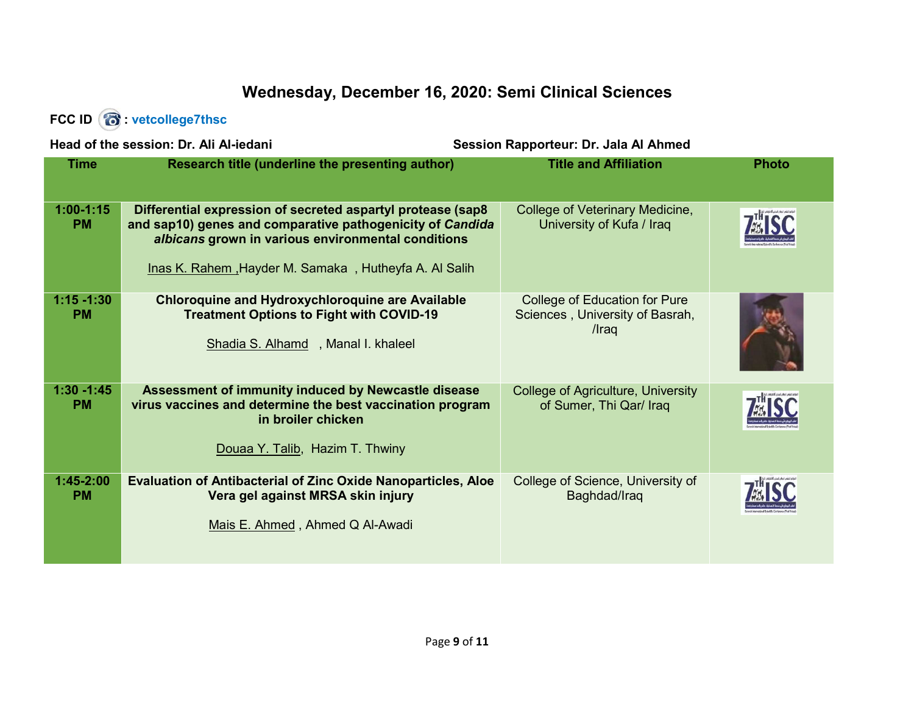# Wednesday, December 16, 2020: Semi Clinical Sciences

**FCC ID : vetcollege7thsc**

**Head of the session: Dr. Ali Al-iedani** **Session Rapporteur: Dr. Jala Al Ahmed**

| Time | Research title (underline the presenting author) | Title and Affiliation | Photo |
|---|---|---|---|
| **1:00-1:15 PM** | **Differential expression of secreted aspartyl protease (sap8 and sap10) genes and comparative pathogenicity of *Candida albicans* grown in various environmental conditions**<br><br><u>Inas K. Rahem ,</u>Hayder M. Samaka , Hutheyfa A. Al Salih | College of Veterinary Medicine, University of Kufa / Iraq | |
| **1:15 -1:30 PM** | **Chloroquine and Hydroxychloroquine are Available Treatment Options to Fight with COVID-19**<br><br><u>Shadia S. Alhamd</u> , Manal I. khaleel | College of Education for Pure Sciences , University of Basrah, /Iraq | |
| **1:30 -1:45 PM** | **Assessment of immunity induced by Newcastle disease virus vaccines and determine the best vaccination program in broiler chicken**<br><br><u>Douaa Y. Talib</u>, Hazim T. Thwiny | College of Agriculture, University of Sumer, Thi Qar/ Iraq | |
| **1:45-2:00 PM** | **Evaluation of Antibacterial of Zinc Oxide Nanoparticles, Aloe Vera gel against MRSA skin injury**<br><br><u>Mais E. Ahmed</u> , Ahmed Q Al-Awadi | College of Science, University of Baghdad/Iraq | |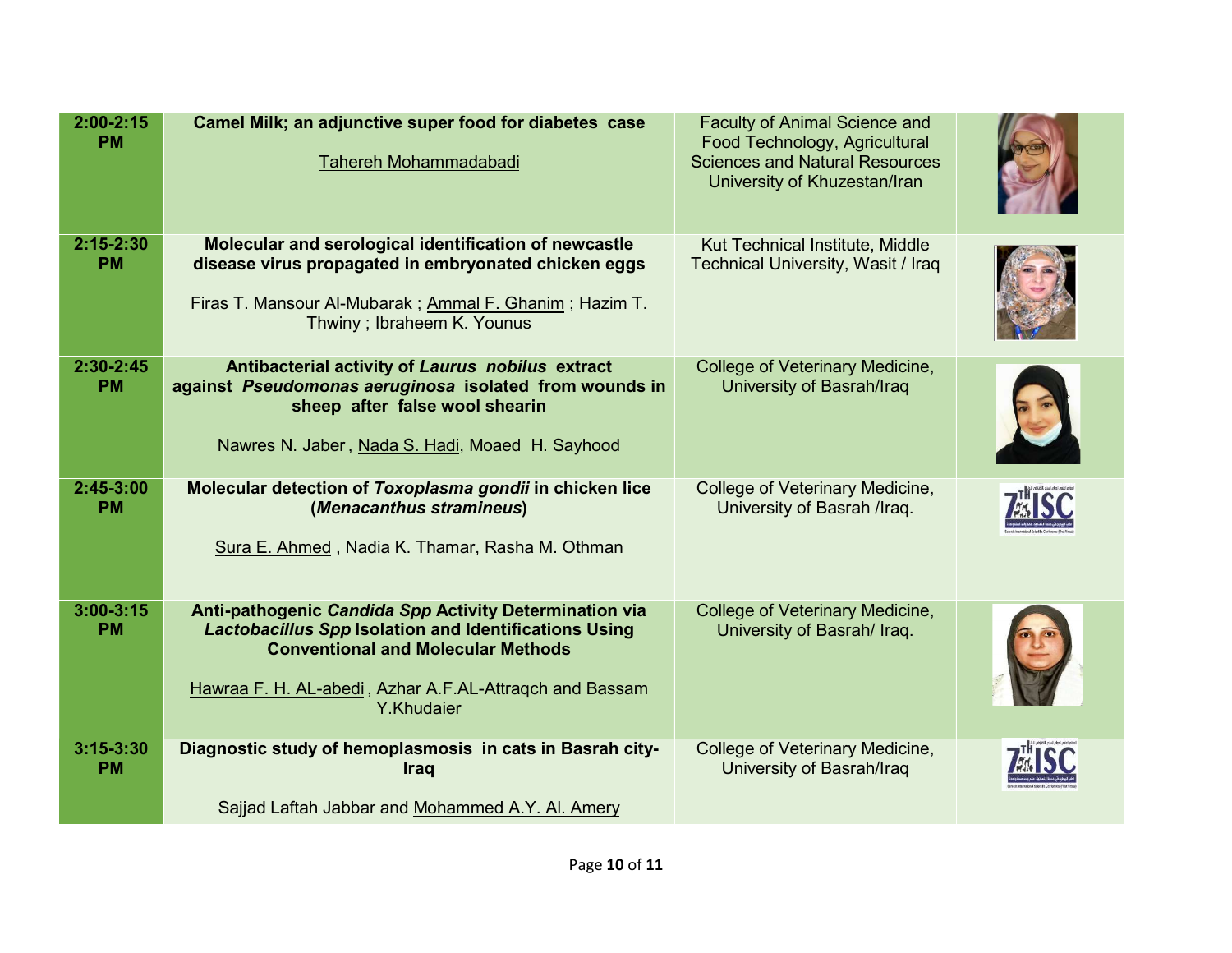| 2:00-2:15 PM | **Camel Milk; an adjunctive super food for diabetes case**<br><br>Tahereh Mohammadabadi | Faculty of Animal Science and Food Technology, Agricultural Sciences and Natural Resources University of Khuzestan/Iran | |
|---|---|---|---|
| 2:15-2:30 PM | **Molecular and serological identification of newcastle disease virus propagated in embryonated chicken eggs**<br><br>Firas T. Mansour Al-Mubarak ; Ammal F. Ghanim ; Hazim T. Thwiny ; Ibraheem K. Younus | Kut Technical Institute, Middle Technical University, Wasit / Iraq | |
| 2:30-2:45 PM | **Antibacterial activity of *Laurus nobilus* extract against *Pseudomonas aeruginosa* isolated from wounds in sheep after false wool shearin**<br><br>Nawres N. Jaber , Nada S. Hadi, Moaed H. Sayhood | College of Veterinary Medicine, University of Basrah/Iraq | |
| 2:45-3:00 PM | **Molecular detection of *Toxoplasma gondii* in chicken lice (*Menacanthus stramineus*)**<br><br>Sura E. Ahmed , Nadia K. Thamar, Rasha M. Othman | College of Veterinary Medicine, University of Basrah /Iraq. | |
| 3:00-3:15 PM | **Anti-pathogenic *Candida Spp* Activity Determination via *Lactobacillus Spp* Isolation and Identifications Using Conventional and Molecular Methods**<br><br>Hawraa F. H. AL-abedi , Azhar A.F.AL-Attraqch and Bassam Y.Khudaier | College of Veterinary Medicine, University of Basrah/ Iraq. | |
| 3:15-3:30 PM | **Diagnostic study of hemoplasmosis in cats in Basrah city-Iraq**<br><br>Sajjad Laftah Jabbar and Mohammed A.Y. Al. Amery | College of Veterinary Medicine, University of Basrah/Iraq | |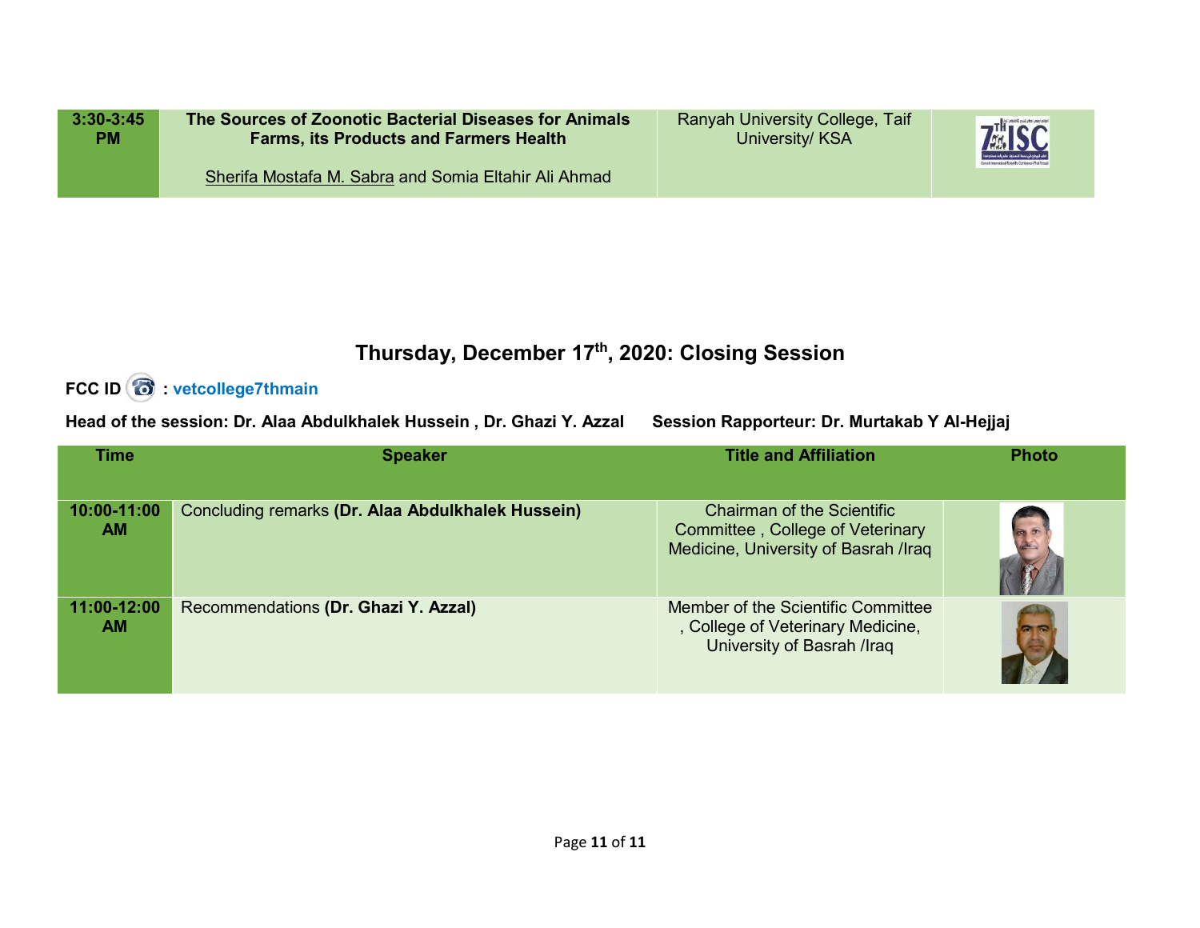| | | | |
|---|---|---|---|
| **3:30-3:45 PM** | **The Sources of Zoonotic Bacterial Diseases for Animals Farms, its Products and Farmers Health**<br><br>Sherifa Mostafa M. Sabra and Somia Eltahir Ali Ahmad | Ranyah University College, Taif University/ KSA | |

## Thursday, December 17th, 2020: Closing Session

**FCC ID : vetcollege7thmain**

**Head of the session: Dr. Alaa Abdulkhalek Hussein , Dr. Ghazi Y. Azzal** **Session Rapporteur: Dr. Murtakab Y Al-Hejjaj**

| Time | Speaker | Title and Affiliation | Photo |
|---|---|---|---|
| **10:00-11:00 AM** | Concluding remarks **(Dr. Alaa Abdulkhalek Hussein)** | Chairman of the Scientific Committee , College of Veterinary Medicine, University of Basrah /Iraq | |
| **11:00-12:00 AM** | Recommendations **(Dr. Ghazi Y. Azzal)** | Member of the Scientific Committee , College of Veterinary Medicine, University of Basrah /Iraq | |